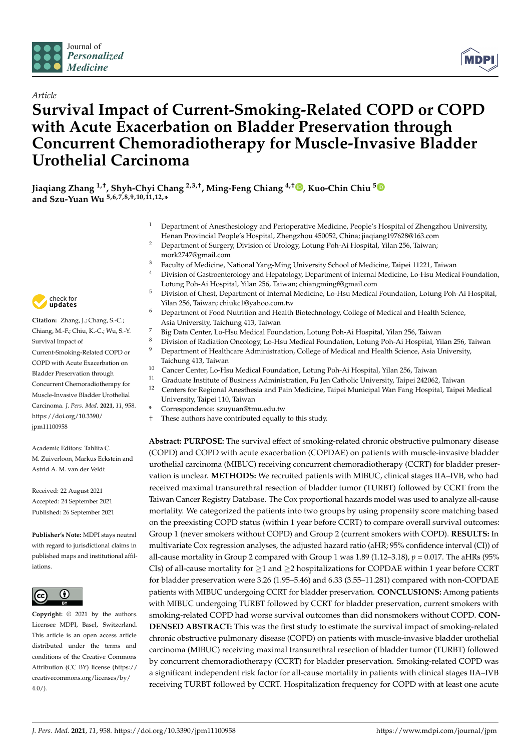*Article*

# Survival Impact of Current-Smoking-Related COPD or COPD with Acute Exacerbation on Bladder Preservation through Concurrent Chemoradiotherapy for Muscle-Invasive Bladder Urothelial Carcinoma

**Jiaqiang Zhang [1,†], Shyh-Chyi Chang [2,3,†], Ming-Feng Chiang [4,†], Kuo-Chin Chiu [5] and Szu-Yuan Wu [5,6,7,8,9,10,11,12,*]**

1. Department of Anesthesiology and Perioperative Medicine, People's Hospital of Zhengzhou University, Henan Provincial People's Hospital, Zhengzhou 450052, China; jiaqiang197628@163.com
2. Department of Surgery, Division of Urology, Lotung Poh-Ai Hospital, Yilan 256, Taiwan; mork2747@gmail.com
3. Faculty of Medicine, National Yang-Ming University School of Medicine, Taipei 11221, Taiwan
4. Division of Gastroenterology and Hepatology, Department of Internal Medicine, Lo-Hsu Medical Foundation, Lotung Poh-Ai Hospital, Yilan 256, Taiwan; chiangmingf@gmail.com
5. Division of Chest, Department of Internal Medicine, Lo-Hsu Medical Foundation, Lotung Poh-Ai Hospital, Yilan 256, Taiwan; chiukc1@yahoo.com.tw
6. Department of Food Nutrition and Health Biotechnology, College of Medical and Health Science, Asia University, Taichung 413, Taiwan
7. Big Data Center, Lo-Hsu Medical Foundation, Lotung Poh-Ai Hospital, Yilan 256, Taiwan
8. Division of Radiation Oncology, Lo-Hsu Medical Foundation, Lotung Poh-Ai Hospital, Yilan 256, Taiwan
9. Department of Healthcare Administration, College of Medical and Health Science, Asia University, Taichung 413, Taiwan
10. Cancer Center, Lo-Hsu Medical Foundation, Lotung Poh-Ai Hospital, Yilan 256, Taiwan
11. Graduate Institute of Business Administration, Fu Jen Catholic University, Taipei 242062, Taiwan
12. Centers for Regional Anesthesia and Pain Medicine, Taipei Municipal Wan Fang Hospital, Taipei Medical University, Taipei 110, Taiwan

\* Correspondence: szuyuan@tmu.edu.tw

† These authors have contributed equally to this study.

**Citation:** Zhang, J.; Chang, S.-C.; Chiang, M.-F.; Chiu, K.-C.; Wu, S.-Y. Survival Impact of Current-Smoking-Related COPD or COPD with Acute Exacerbation on Bladder Preservation through Concurrent Chemoradiotherapy for Muscle-Invasive Bladder Urothelial Carcinoma. *J. Pers. Med.* **2021**, *11*, 958. https://doi.org/10.3390/jpm11100958

Academic Editors: Tahlita C. M. Zuiverloon, Markus Eckstein and Astrid A. M. van der Veldt

Received: 22 August 2021
Accepted: 24 September 2021
Published: 26 September 2021

**Publisher's Note:** MDPI stays neutral with regard to jurisdictional claims in published maps and institutional affiliations.

**Copyright:** © 2021 by the authors. Licensee MDPI, Basel, Switzerland. This article is an open access article distributed under the terms and conditions of the Creative Commons Attribution (CC BY) license (https://creativecommons.org/licenses/by/4.0/).

**Abstract: PURPOSE:** The survival effect of smoking-related chronic obstructive pulmonary disease (COPD) and COPD with acute exacerbation (COPDAE) on patients with muscle-invasive bladder urothelial carcinoma (MIBUC) receiving concurrent chemoradiotherapy (CCRT) for bladder preservation is unclear. **METHODS:** We recruited patients with MIBUC, clinical stages IIA–IVB, who had received maximal transurethral resection of bladder tumor (TURBT) followed by CCRT from the Taiwan Cancer Registry Database. The Cox proportional hazards model was used to analyze all-cause mortality. We categorized the patients into two groups by using propensity score matching based on the preexisting COPD status (within 1 year before CCRT) to compare overall survival outcomes: Group 1 (never smokers without COPD) and Group 2 (current smokers with COPD). **RESULTS:** In multivariate Cox regression analyses, the adjusted hazard ratio (aHR; 95% confidence interval (CI)) of all-cause mortality in Group 2 compared with Group 1 was 1.89 (1.12–3.18), $p = 0.017$. The aHRs (95% CIs) of all-cause mortality for $\geq$1 and $\geq$2 hospitalizations for COPDAE within 1 year before CCRT for bladder preservation were 3.26 (1.95–5.46) and 6.33 (3.55–11.281) compared with non-COPDAE patients with MIBUC undergoing CCRT for bladder preservation. **CONCLUSIONS:** Among patients with MIBUC undergoing TURBT followed by CCRT for bladder preservation, current smokers with smoking-related COPD had worse survival outcomes than did nonsmokers without COPD. **CONDENSED ABSTRACT:** This was the first study to estimate the survival impact of smoking-related chronic obstructive pulmonary disease (COPD) on patients with muscle-invasive bladder urothelial carcinoma (MIBUC) receiving maximal transurethral resection of bladder tumor (TURBT) followed by concurrent chemoradiotherapy (CCRT) for bladder preservation. Smoking-related COPD was a significant independent risk factor for all-cause mortality in patients with clinical stages IIA–IVB receiving TURBT followed by CCRT. Hospitalization frequency for COPD with at least one acute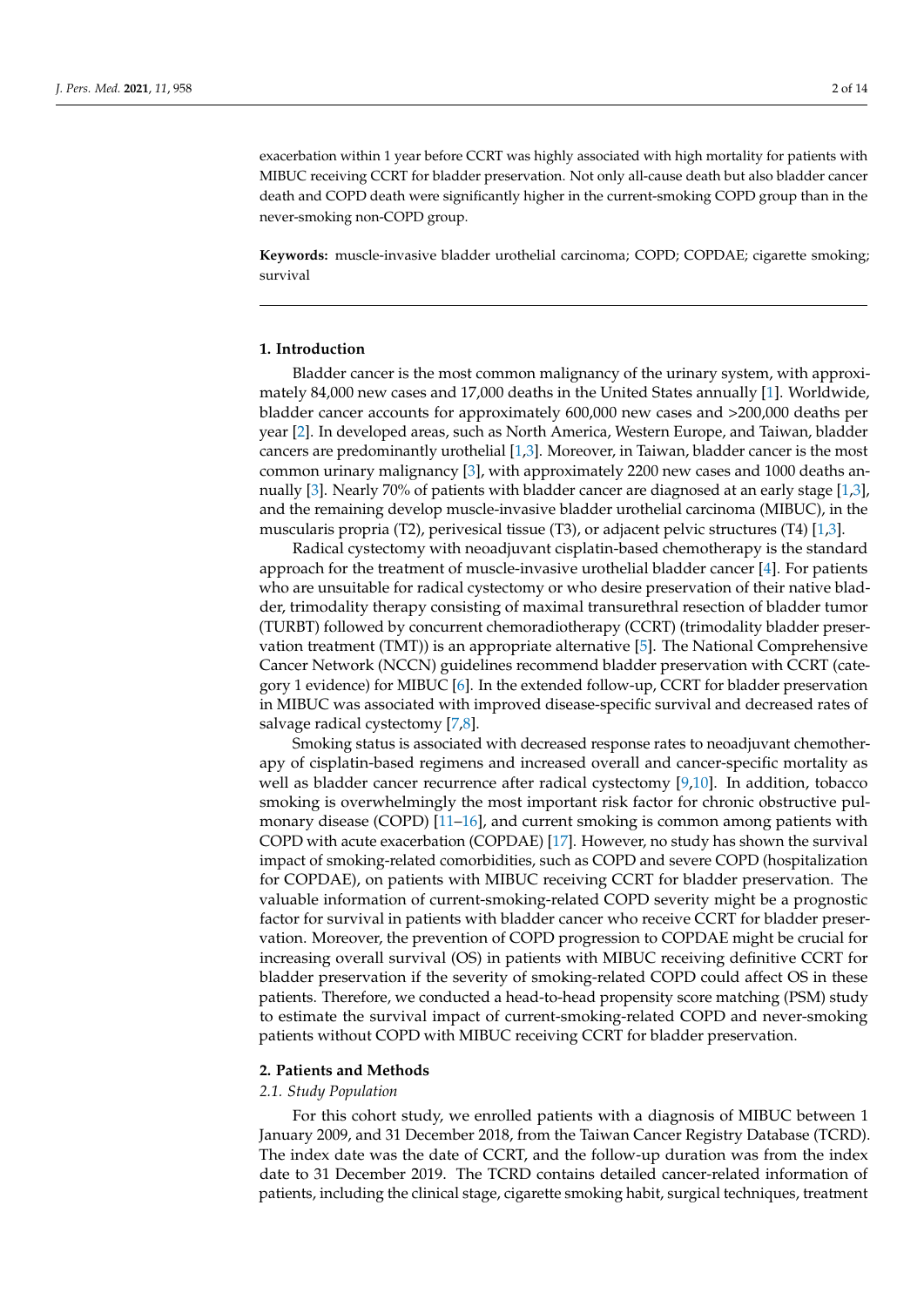exacerbation within 1 year before CCRT was highly associated with high mortality for patients with MIBUC receiving CCRT for bladder preservation. Not only all-cause death but also bladder cancer death and COPD death were significantly higher in the current-smoking COPD group than in the never-smoking non-COPD group.

**Keywords:** muscle-invasive bladder urothelial carcinoma; COPD; COPDAE; cigarette smoking; survival

## 1. Introduction

Bladder cancer is the most common malignancy of the urinary system, with approximately 84,000 new cases and 17,000 deaths in the United States annually [1]. Worldwide, bladder cancer accounts for approximately 600,000 new cases and >200,000 deaths per year [2]. In developed areas, such as North America, Western Europe, and Taiwan, bladder cancers are predominantly urothelial [1,3]. Moreover, in Taiwan, bladder cancer is the most common urinary malignancy [3], with approximately 2200 new cases and 1000 deaths annually [3]. Nearly 70% of patients with bladder cancer are diagnosed at an early stage [1,3], and the remaining develop muscle-invasive bladder urothelial carcinoma (MIBUC), in the muscularis propria (T2), perivesical tissue (T3), or adjacent pelvic structures (T4) [1,3].

Radical cystectomy with neoadjuvant cisplatin-based chemotherapy is the standard approach for the treatment of muscle-invasive urothelial bladder cancer [4]. For patients who are unsuitable for radical cystectomy or who desire preservation of their native bladder, trimodality therapy consisting of maximal transurethral resection of bladder tumor (TURBT) followed by concurrent chemoradiotherapy (CCRT) (trimodality bladder preservation treatment (TMT)) is an appropriate alternative [5]. The National Comprehensive Cancer Network (NCCN) guidelines recommend bladder preservation with CCRT (category 1 evidence) for MIBUC [6]. In the extended follow-up, CCRT for bladder preservation in MIBUC was associated with improved disease-specific survival and decreased rates of salvage radical cystectomy [7,8].

Smoking status is associated with decreased response rates to neoadjuvant chemotherapy of cisplatin-based regimens and increased overall and cancer-specific mortality as well as bladder cancer recurrence after radical cystectomy [9,10]. In addition, tobacco smoking is overwhelmingly the most important risk factor for chronic obstructive pulmonary disease (COPD) [11–16], and current smoking is common among patients with COPD with acute exacerbation (COPDAE) [17]. However, no study has shown the survival impact of smoking-related comorbidities, such as COPD and severe COPD (hospitalization for COPDAE), on patients with MIBUC receiving CCRT for bladder preservation. The valuable information of current-smoking-related COPD severity might be a prognostic factor for survival in patients with bladder cancer who receive CCRT for bladder preservation. Moreover, the prevention of COPD progression to COPDAE might be crucial for increasing overall survival (OS) in patients with MIBUC receiving definitive CCRT for bladder preservation if the severity of smoking-related COPD could affect OS in these patients. Therefore, we conducted a head-to-head propensity score matching (PSM) study to estimate the survival impact of current-smoking-related COPD and never-smoking patients without COPD with MIBUC receiving CCRT for bladder preservation.

## 2. Patients and Methods

### *2.1. Study Population*

For this cohort study, we enrolled patients with a diagnosis of MIBUC between 1 January 2009, and 31 December 2018, from the Taiwan Cancer Registry Database (TCRD). The index date was the date of CCRT, and the follow-up duration was from the index date to 31 December 2019. The TCRD contains detailed cancer-related information of patients, including the clinical stage, cigarette smoking habit, surgical techniques, treatment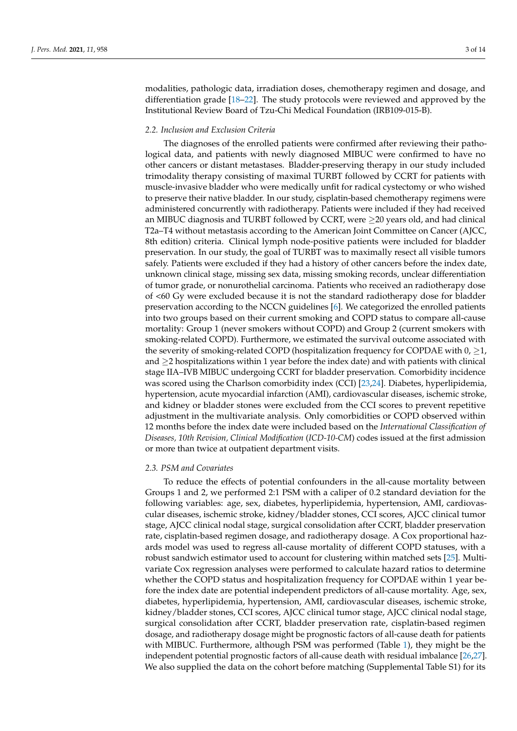modalities, pathologic data, irradiation doses, chemotherapy regimen and dosage, and differentiation grade [18–22]. The study protocols were reviewed and approved by the Institutional Review Board of Tzu-Chi Medical Foundation (IRB109-015-B).

### *2.2. Inclusion and Exclusion Criteria*

The diagnoses of the enrolled patients were confirmed after reviewing their pathological data, and patients with newly diagnosed MIBUC were confirmed to have no other cancers or distant metastases. Bladder-preserving therapy in our study included trimodality therapy consisting of maximal TURBT followed by CCRT for patients with muscle-invasive bladder who were medically unfit for radical cystectomy or who wished to preserve their native bladder. In our study, cisplatin-based chemotherapy regimens were administered concurrently with radiotherapy. Patients were included if they had received an MIBUC diagnosis and TURBT followed by CCRT, were $\geq$20 years old, and had clinical T2a–T4 without metastasis according to the American Joint Committee on Cancer (AJCC, 8th edition) criteria. Clinical lymph node-positive patients were included for bladder preservation. In our study, the goal of TURBT was to maximally resect all visible tumors safely. Patients were excluded if they had a history of other cancers before the index date, unknown clinical stage, missing sex data, missing smoking records, unclear differentiation of tumor grade, or nonurothelial carcinoma. Patients who received an radiotherapy dose of <60 Gy were excluded because it is not the standard radiotherapy dose for bladder preservation according to the NCCN guidelines [6]. We categorized the enrolled patients into two groups based on their current smoking and COPD status to compare all-cause mortality: Group 1 (never smokers without COPD) and Group 2 (current smokers with smoking-related COPD). Furthermore, we estimated the survival outcome associated with the severity of smoking-related COPD (hospitalization frequency for COPDAE with 0, $\geq$1, and $\geq$2 hospitalizations within 1 year before the index date) and with patients with clinical stage IIA–IVB MIBUC undergoing CCRT for bladder preservation. Comorbidity incidence was scored using the Charlson comorbidity index (CCI) [23,24]. Diabetes, hyperlipidemia, hypertension, acute myocardial infarction (AMI), cardiovascular diseases, ischemic stroke, and kidney or bladder stones were excluded from the CCI scores to prevent repetitive adjustment in the multivariate analysis. Only comorbidities or COPD observed within 12 months before the index date were included based on the *International Classification of Diseases, 10th Revision, Clinical Modification* (*ICD-10-CM*) codes issued at the first admission or more than twice at outpatient department visits.

### *2.3. PSM and Covariates*

To reduce the effects of potential confounders in the all-cause mortality between Groups 1 and 2, we performed 2:1 PSM with a caliper of 0.2 standard deviation for the following variables: age, sex, diabetes, hyperlipidemia, hypertension, AMI, cardiovascular diseases, ischemic stroke, kidney/bladder stones, CCI scores, AJCC clinical tumor stage, AJCC clinical nodal stage, surgical consolidation after CCRT, bladder preservation rate, cisplatin-based regimen dosage, and radiotherapy dosage. A Cox proportional hazards model was used to regress all-cause mortality of different COPD statuses, with a robust sandwich estimator used to account for clustering within matched sets [25]. Multivariate Cox regression analyses were performed to calculate hazard ratios to determine whether the COPD status and hospitalization frequency for COPDAE within 1 year before the index date are potential independent predictors of all-cause mortality. Age, sex, diabetes, hyperlipidemia, hypertension, AMI, cardiovascular diseases, ischemic stroke, kidney/bladder stones, CCI scores, AJCC clinical tumor stage, AJCC clinical nodal stage, surgical consolidation after CCRT, bladder preservation rate, cisplatin-based regimen dosage, and radiotherapy dosage might be prognostic factors of all-cause death for patients with MIBUC. Furthermore, although PSM was performed (Table 1), they might be the independent potential prognostic factors of all-cause death with residual imbalance [26,27]. We also supplied the data on the cohort before matching (Supplemental Table S1) for its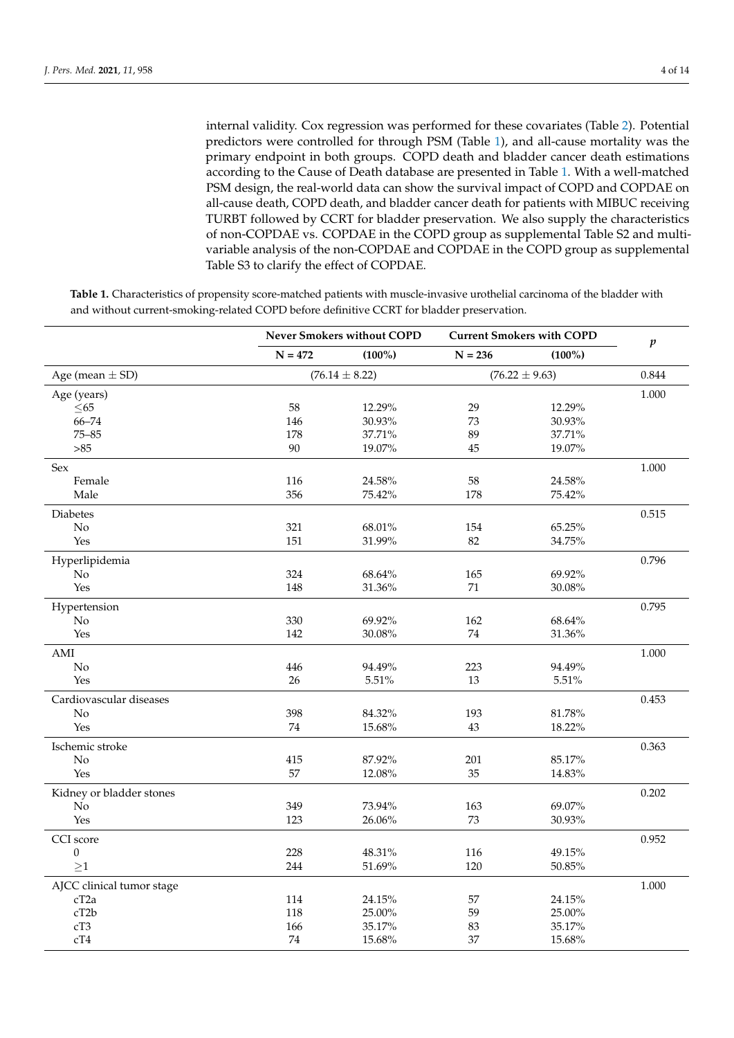internal validity. Cox regression was performed for these covariates (Table 2). Potential predictors were controlled for through PSM (Table 1), and all-cause mortality was the primary endpoint in both groups. COPD death and bladder cancer death estimations according to the Cause of Death database are presented in Table 1. With a well-matched PSM design, the real-world data can show the survival impact of COPD and COPDAE on all-cause death, COPD death, and bladder cancer death for patients with MIBUC receiving TURBT followed by CCRT for bladder preservation. We also supply the characteristics of non-COPDAE vs. COPDAE in the COPD group as supplemental Table S2 and multivariable analysis of the non-COPDAE and COPDAE in the COPD group as supplemental Table S3 to clarify the effect of COPDAE.

**Table 1.** Characteristics of propensity score-matched patients with muscle-invasive urothelial carcinoma of the bladder with and without current-smoking-related COPD before definitive CCRT for bladder preservation.

| | Never Smokers without COPD | | Current Smokers with COPD | | *p* |
|---|---|---|---|---|---|
| | N = 472 | (100%) | N = 236 | (100%) | |
| Age (mean ± SD) | (76.14 ± 8.22) | | (76.22 ± 9.63) | | 0.844 |
| Age (years) | | | | | 1.000 |
| ≤65 | 58 | 12.29% | 29 | 12.29% | |
| 66–74 | 146 | 30.93% | 73 | 30.93% | |
| 75–85 | 178 | 37.71% | 89 | 37.71% | |
| >85 | 90 | 19.07% | 45 | 19.07% | |
| Sex | | | | | 1.000 |
| Female | 116 | 24.58% | 58 | 24.58% | |
| Male | 356 | 75.42% | 178 | 75.42% | |
| Diabetes | | | | | 0.515 |
| No | 321 | 68.01% | 154 | 65.25% | |
| Yes | 151 | 31.99% | 82 | 34.75% | |
| Hyperlipidemia | | | | | 0.796 |
| No | 324 | 68.64% | 165 | 69.92% | |
| Yes | 148 | 31.36% | 71 | 30.08% | |
| Hypertension | | | | | 0.795 |
| No | 330 | 69.92% | 162 | 68.64% | |
| Yes | 142 | 30.08% | 74 | 31.36% | |
| AMI | | | | | 1.000 |
| No | 446 | 94.49% | 223 | 94.49% | |
| Yes | 26 | 5.51% | 13 | 5.51% | |
| Cardiovascular diseases | | | | | 0.453 |
| No | 398 | 84.32% | 193 | 81.78% | |
| Yes | 74 | 15.68% | 43 | 18.22% | |
| Ischemic stroke | | | | | 0.363 |
| No | 415 | 87.92% | 201 | 85.17% | |
| Yes | 57 | 12.08% | 35 | 14.83% | |
| Kidney or bladder stones | | | | | 0.202 |
| No | 349 | 73.94% | 163 | 69.07% | |
| Yes | 123 | 26.06% | 73 | 30.93% | |
| CCI score | | | | | 0.952 |
| 0 | 228 | 48.31% | 116 | 49.15% | |
| ≥1 | 244 | 51.69% | 120 | 50.85% | |
| AJCC clinical tumor stage | | | | | 1.000 |
| cT2a | 114 | 24.15% | 57 | 24.15% | |
| cT2b | 118 | 25.00% | 59 | 25.00% | |
| cT3 | 166 | 35.17% | 83 | 35.17% | |
| cT4 | 74 | 15.68% | 37 | 15.68% | |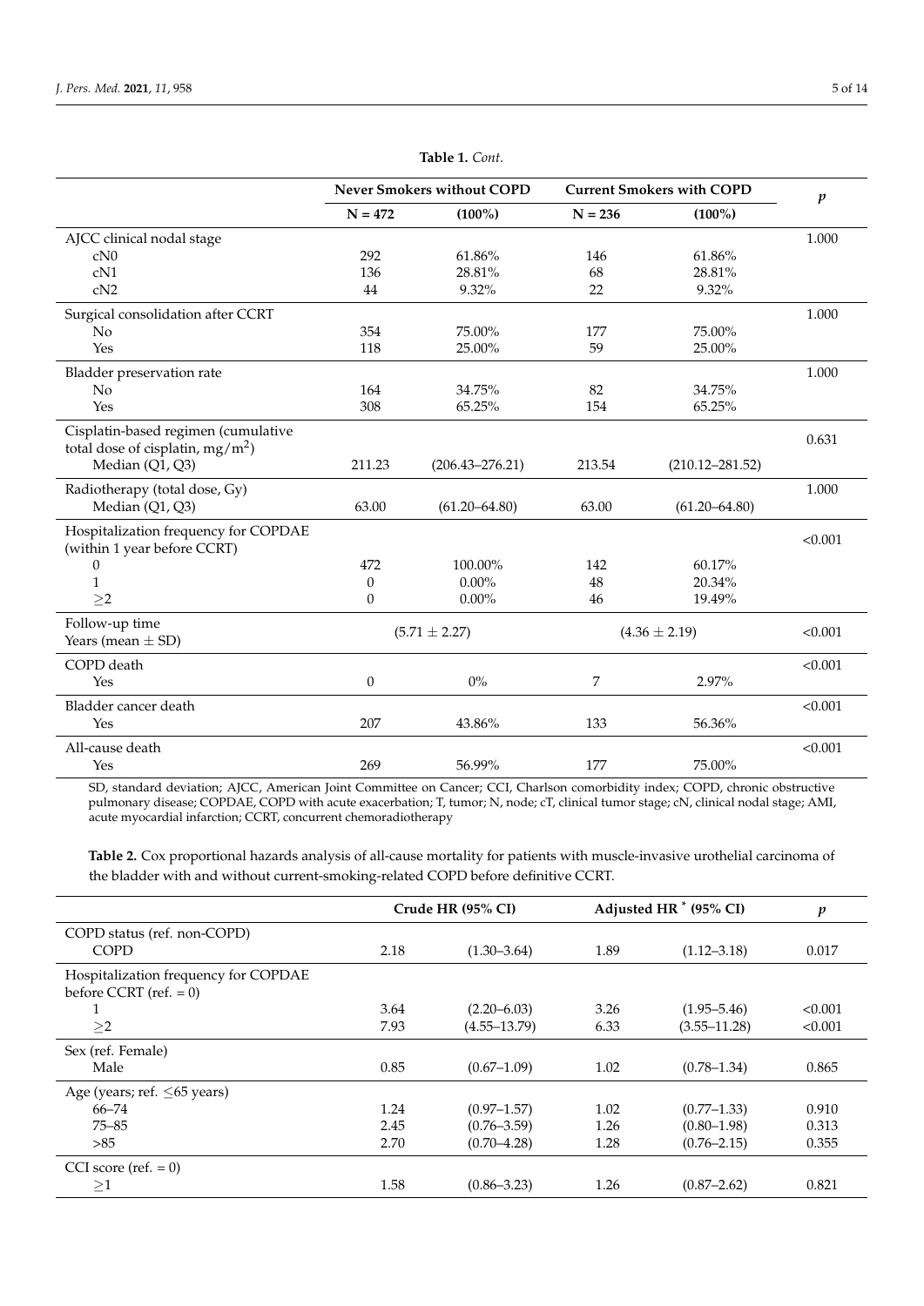**Table 1.** *Cont.*

| | Never Smokers without COPD | | Current Smokers with COPD | | *p* |
|---|---|---|---|---|---|
| | N = 472 | (100%) | N = 236 | (100%) | |
| AJCC clinical nodal stage | | | | | 1.000 |
| cN0 | 292 | 61.86% | 146 | 61.86% | |
| cN1 | 136 | 28.81% | 68 | 28.81% | |
| cN2 | 44 | 9.32% | 22 | 9.32% | |
| Surgical consolidation after CCRT | | | | | 1.000 |
| No | 354 | 75.00% | 177 | 75.00% | |
| Yes | 118 | 25.00% | 59 | 25.00% | |
| Bladder preservation rate | | | | | 1.000 |
| No | 164 | 34.75% | 82 | 34.75% | |
| Yes | 308 | 65.25% | 154 | 65.25% | |
| Cisplatin-based regimen (cumulative total dose of cisplatin, mg/m$^2$) | | | | | 0.631 |
| Median (Q1, Q3) | 211.23 | (206.43–276.21) | 213.54 | (210.12–281.52) | |
| Radiotherapy (total dose, Gy) | | | | | 1.000 |
| Median (Q1, Q3) | 63.00 | (61.20–64.80) | 63.00 | (61.20–64.80) | |
| Hospitalization frequency for COPDAE (within 1 year before CCRT) | | | | | <0.001 |
| 0 | 472 | 100.00% | 142 | 60.17% | |
| 1 | 0 | 0.00% | 48 | 20.34% | |
| ≥2 | 0 | 0.00% | 46 | 19.49% | |
| Follow-up time Years (mean ± SD) | (5.71 ± 2.27) | | (4.36 ± 2.19) | | <0.001 |
| COPD death | | | | | <0.001 |
| Yes | 0 | 0% | 7 | 2.97% | |
| Bladder cancer death | | | | | <0.001 |
| Yes | 207 | 43.86% | 133 | 56.36% | |
| All-cause death | | | | | <0.001 |
| Yes | 269 | 56.99% | 177 | 75.00% | |

SD, standard deviation; AJCC, American Joint Committee on Cancer; CCI, Charlson comorbidity index; COPD, chronic obstructive pulmonary disease; COPDAE, COPD with acute exacerbation; T, tumor; N, node; cT, clinical tumor stage; cN, clinical nodal stage; AMI, acute myocardial infarction; CCRT, concurrent chemoradiotherapy

**Table 2.** Cox proportional hazards analysis of all-cause mortality for patients with muscle-invasive urothelial carcinoma of the bladder with and without current-smoking-related COPD before definitive CCRT.

| | Crude HR (95% CI) | | Adjusted HR * (95% CI) | | *p* |
|---|---|---|---|---|---|
| COPD status (ref. non-COPD) | | | | | |
| COPD | 2.18 | (1.30–3.64) | 1.89 | (1.12–3.18) | 0.017 |
| Hospitalization frequency for COPDAE before CCRT (ref. = 0) | | | | | |
| 1 | 3.64 | (2.20–6.03) | 3.26 | (1.95–5.46) | <0.001 |
| ≥2 | 7.93 | (4.55–13.79) | 6.33 | (3.55–11.28) | <0.001 |
| Sex (ref. Female) | | | | | |
| Male | 0.85 | (0.67–1.09) | 1.02 | (0.78–1.34) | 0.865 |
| Age (years; ref. ≤65 years) | | | | | |
| 66–74 | 1.24 | (0.97–1.57) | 1.02 | (0.77–1.33) | 0.910 |
| 75–85 | 2.45 | (0.76–3.59) | 1.26 | (0.80–1.98) | 0.313 |
| >85 | 2.70 | (0.70–4.28) | 1.28 | (0.76–2.15) | 0.355 |
| CCI score (ref. = 0) | | | | | |
| ≥1 | 1.58 | (0.86–3.23) | 1.26 | (0.87–2.62) | 0.821 |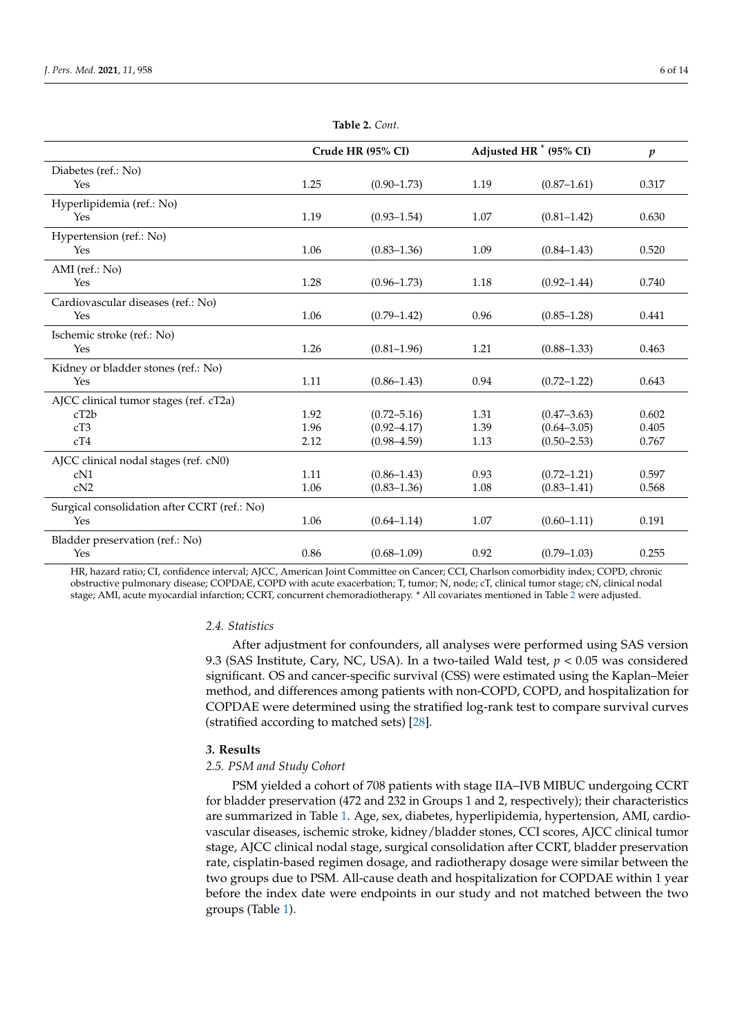**Table 2.** *Cont.*

| | Crude HR (95% CI) | | Adjusted HR * (95% CI) | | $p$ |
|---|---|---|---|---|---|
| Diabetes (ref.: No) | | | | | |
| Yes | 1.25 | (0.90–1.73) | 1.19 | (0.87–1.61) | 0.317 |
| Hyperlipidemia (ref.: No) | | | | | |
| Yes | 1.19 | (0.93–1.54) | 1.07 | (0.81–1.42) | 0.630 |
| Hypertension (ref.: No) | | | | | |
| Yes | 1.06 | (0.83–1.36) | 1.09 | (0.84–1.43) | 0.520 |
| AMI (ref.: No) | | | | | |
| Yes | 1.28 | (0.96–1.73) | 1.18 | (0.92–1.44) | 0.740 |
| Cardiovascular diseases (ref.: No) | | | | | |
| Yes | 1.06 | (0.79–1.42) | 0.96 | (0.85–1.28) | 0.441 |
| Ischemic stroke (ref.: No) | | | | | |
| Yes | 1.26 | (0.81–1.96) | 1.21 | (0.88–1.33) | 0.463 |
| Kidney or bladder stones (ref.: No) | | | | | |
| Yes | 1.11 | (0.86–1.43) | 0.94 | (0.72–1.22) | 0.643 |
| AJCC clinical tumor stages (ref. cT2a) | | | | | |
| cT2b | 1.92 | (0.72–5.16) | 1.31 | (0.47–3.63) | 0.602 |
| cT3 | 1.96 | (0.92–4.17) | 1.39 | (0.64–3.05) | 0.405 |
| cT4 | 2.12 | (0.98–4.59) | 1.13 | (0.50–2.53) | 0.767 |
| AJCC clinical nodal stages (ref. cN0) | | | | | |
| cN1 | 1.11 | (0.86–1.43) | 0.93 | (0.72–1.21) | 0.597 |
| cN2 | 1.06 | (0.83–1.36) | 1.08 | (0.83–1.41) | 0.568 |
| Surgical consolidation after CCRT (ref.: No) | | | | | |
| Yes | 1.06 | (0.64–1.14) | 1.07 | (0.60–1.11) | 0.191 |
| Bladder preservation (ref.: No) | | | | | |
| Yes | 0.86 | (0.68–1.09) | 0.92 | (0.79–1.03) | 0.255 |

HR, hazard ratio; CI, confidence interval; AJCC, American Joint Committee on Cancer; CCI, Charlson comorbidity index; COPD, chronic obstructive pulmonary disease; COPDAE, COPD with acute exacerbation; T, tumor; N, node; cT, clinical tumor stage; cN, clinical nodal stage; AMI, acute myocardial infarction; CCRT, concurrent chemoradiotherapy. * All covariates mentioned in Table 2 were adjusted.

### *2.4. Statistics*

After adjustment for confounders, all analyses were performed using SAS version 9.3 (SAS Institute, Cary, NC, USA). In a two-tailed Wald test, $p < 0.05$ was considered significant. OS and cancer-specific survival (CSS) were estimated using the Kaplan–Meier method, and differences among patients with non-COPD, COPD, and hospitalization for COPDAE were determined using the stratified log-rank test to compare survival curves (stratified according to matched sets) [28].

## **3. Results**

### *2.5. PSM and Study Cohort*

PSM yielded a cohort of 708 patients with stage IIA–IVB MIBUC undergoing CCRT for bladder preservation (472 and 232 in Groups 1 and 2, respectively); their characteristics are summarized in Table 1. Age, sex, diabetes, hyperlipidemia, hypertension, AMI, cardiovascular diseases, ischemic stroke, kidney/bladder stones, CCI scores, AJCC clinical tumor stage, AJCC clinical nodal stage, surgical consolidation after CCRT, bladder preservation rate, cisplatin-based regimen dosage, and radiotherapy dosage were similar between the two groups due to PSM. All-cause death and hospitalization for COPDAE within 1 year before the index date were endpoints in our study and not matched between the two groups (Table 1).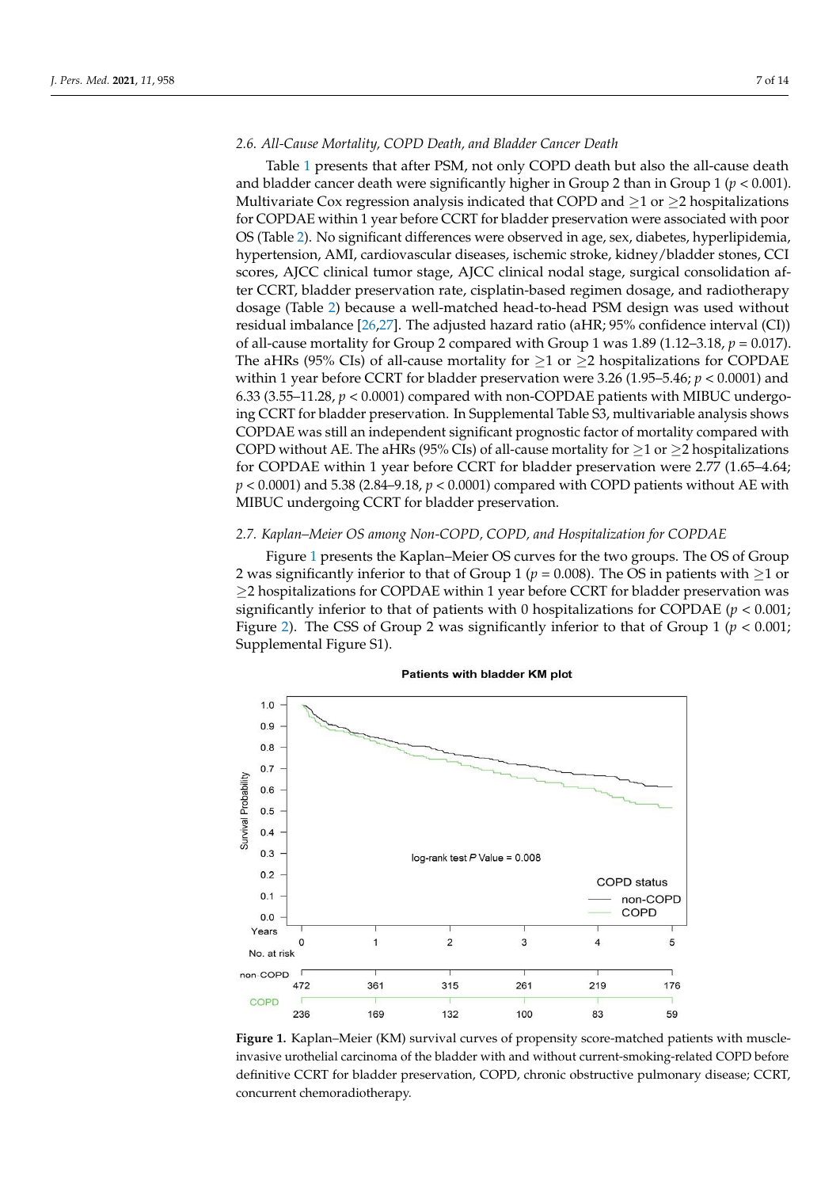### 2.6. All-Cause Mortality, COPD Death, and Bladder Cancer Death

Table 1 presents that after PSM, not only COPD death but also the all-cause death and bladder cancer death were significantly higher in Group 2 than in Group 1 ($p < 0.001$). Multivariate Cox regression analysis indicated that COPD and ≥1 or ≥2 hospitalizations for COPDAE within 1 year before CCRT for bladder preservation were associated with poor OS (Table 2). No significant differences were observed in age, sex, diabetes, hyperlipidemia, hypertension, AMI, cardiovascular diseases, ischemic stroke, kidney/bladder stones, CCI scores, AJCC clinical tumor stage, AJCC clinical nodal stage, surgical consolidation after CCRT, bladder preservation rate, cisplatin-based regimen dosage, and radiotherapy dosage (Table 2) because a well-matched head-to-head PSM design was used without residual imbalance [26,27]. The adjusted hazard ratio (aHR; 95% confidence interval (CI)) of all-cause mortality for Group 2 compared with Group 1 was 1.89 (1.12–3.18, $p = 0.017$). The aHRs (95% CIs) of all-cause mortality for ≥1 or ≥2 hospitalizations for COPDAE within 1 year before CCRT for bladder preservation were 3.26 (1.95–5.46; $p < 0.0001$) and 6.33 (3.55–11.28, $p < 0.0001$) compared with non-COPDAE patients with MIBUC undergoing CCRT for bladder preservation. In Supplemental Table S3, multivariable analysis shows COPDAE was still an independent significant prognostic factor of mortality compared with COPD without AE. The aHRs (95% CIs) of all-cause mortality for ≥1 or ≥2 hospitalizations for COPDAE within 1 year before CCRT for bladder preservation were 2.77 (1.65–4.64; $p < 0.0001$) and 5.38 (2.84–9.18, $p < 0.0001$) compared with COPD patients without AE with MIBUC undergoing CCRT for bladder preservation.

### 2.7. Kaplan–Meier OS among Non-COPD, COPD, and Hospitalization for COPDAE

Figure 1 presents the Kaplan–Meier OS curves for the two groups. The OS of Group 2 was significantly inferior to that of Group 1 ($p = 0.008$). The OS in patients with ≥1 or ≥2 hospitalizations for COPDAE within 1 year before CCRT for bladder preservation was significantly inferior to that of patients with 0 hospitalizations for COPDAE ($p < 0.001$; Figure 2). The CSS of Group 2 was significantly inferior to that of Group 1 ($p < 0.001$; Supplemental Figure S1).

**Patients with bladder KM plot**

(Survival Probability vs. Years; log-rank test P Value = 0.008; COPD status: non-COPD, COPD)

| No. at risk | 0 | 1 | 2 | 3 | 4 | 5 |
|---|---|---|---|---|---|---|
| non-COPD | 472 | 361 | 315 | 261 | 219 | 176 |
| COPD | 236 | 169 | 132 | 100 | 83 | 59 |

**Figure 1.** Kaplan–Meier (KM) survival curves of propensity score-matched patients with muscle-invasive urothelial carcinoma of the bladder with and without current-smoking-related COPD before definitive CCRT for bladder preservation, COPD, chronic obstructive pulmonary disease; CCRT, concurrent chemoradiotherapy.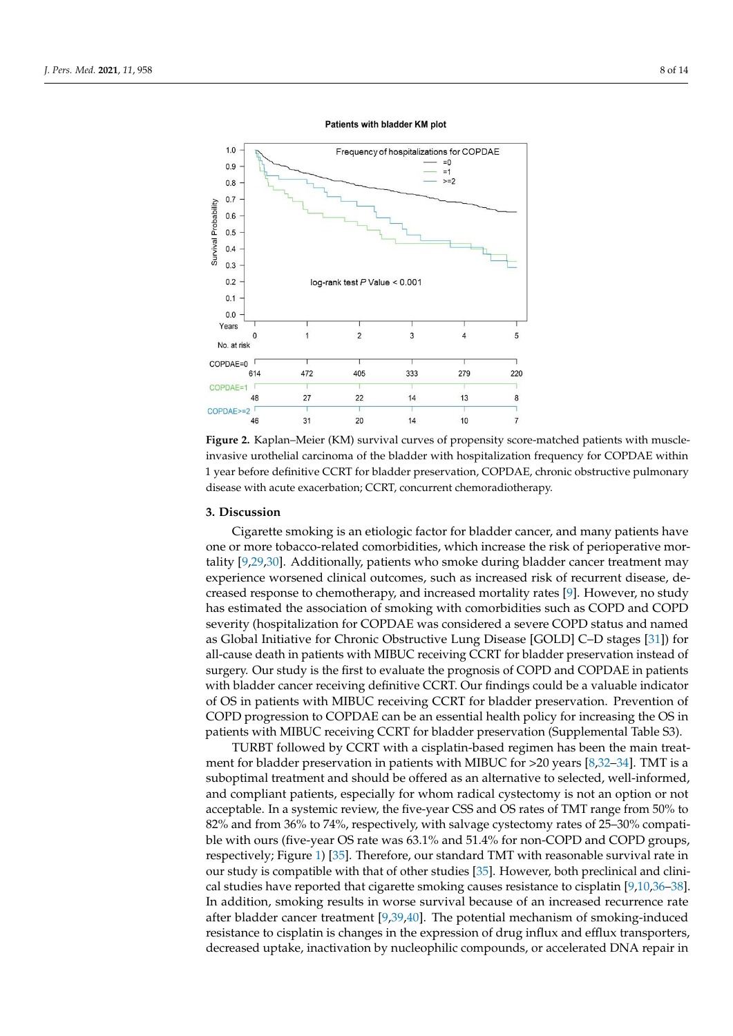**Figure 2.** Kaplan–Meier (KM) survival curves of propensity score-matched patients with muscle-invasive urothelial carcinoma of the bladder with hospitalization frequency for COPDAE within 1 year before definitive CCRT for bladder preservation, COPDAE, chronic obstructive pulmonary disease with acute exacerbation; CCRT, concurrent chemoradiotherapy.

## 3. Discussion

Cigarette smoking is an etiologic factor for bladder cancer, and many patients have one or more tobacco-related comorbidities, which increase the risk of perioperative mortality [9,29,30]. Additionally, patients who smoke during bladder cancer treatment may experience worsened clinical outcomes, such as increased risk of recurrent disease, decreased response to chemotherapy, and increased mortality rates [9]. However, no study has estimated the association of smoking with comorbidities such as COPD and COPD severity (hospitalization for COPDAE was considered a severe COPD status and named as Global Initiative for Chronic Obstructive Lung Disease [GOLD] C–D stages [31]) for all-cause death in patients with MIBUC receiving CCRT for bladder preservation instead of surgery. Our study is the first to evaluate the prognosis of COPD and COPDAE in patients with bladder cancer receiving definitive CCRT. Our findings could be a valuable indicator of OS in patients with MIBUC receiving CCRT for bladder preservation. Prevention of COPD progression to COPDAE can be an essential health policy for increasing the OS in patients with MIBUC receiving CCRT for bladder preservation (Supplemental Table S3).

TURBT followed by CCRT with a cisplatin-based regimen has been the main treatment for bladder preservation in patients with MIBUC for >20 years [8,32–34]. TMT is a suboptimal treatment and should be offered as an alternative to selected, well-informed, and compliant patients, especially for whom radical cystectomy is not an option or not acceptable. In a systemic review, the five-year CSS and OS rates of TMT range from 50% to 82% and from 36% to 74%, respectively, with salvage cystectomy rates of 25–30% compatible with ours (five-year OS rate was 63.1% and 51.4% for non-COPD and COPD groups, respectively; Figure 1) [35]. Therefore, our standard TMT with reasonable survival rate in our study is compatible with that of other studies [35]. However, both preclinical and clinical studies have reported that cigarette smoking causes resistance to cisplatin [9,10,36–38]. In addition, smoking results in worse survival because of an increased recurrence rate after bladder cancer treatment [9,39,40]. The potential mechanism of smoking-induced resistance to cisplatin is changes in the expression of drug influx and efflux transporters, decreased uptake, inactivation by nucleophilic compounds, or accelerated DNA repair in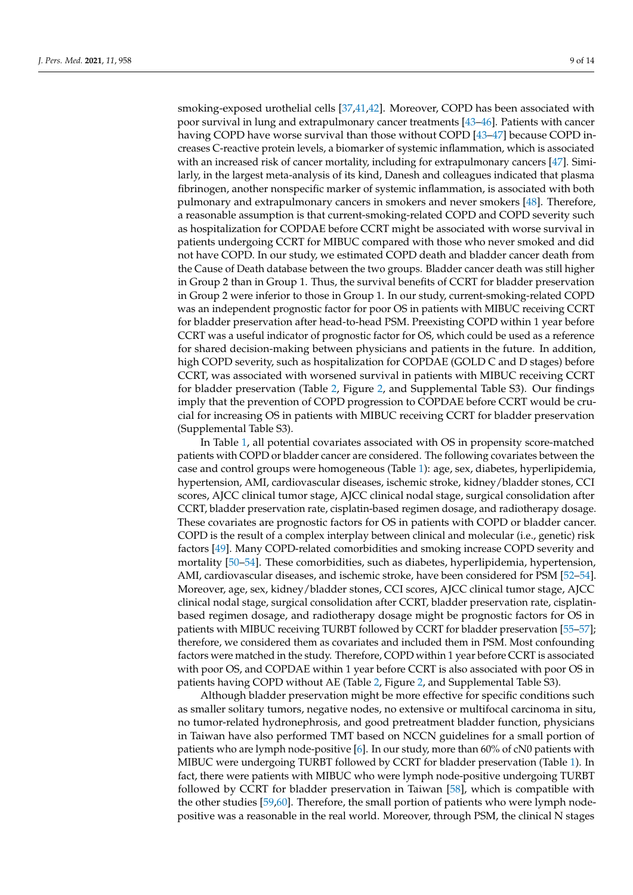smoking-exposed urothelial cells [37,41,42]. Moreover, COPD has been associated with poor survival in lung and extrapulmonary cancer treatments [43–46]. Patients with cancer having COPD have worse survival than those without COPD [43–47] because COPD increases C-reactive protein levels, a biomarker of systemic inflammation, which is associated with an increased risk of cancer mortality, including for extrapulmonary cancers [47]. Similarly, in the largest meta-analysis of its kind, Danesh and colleagues indicated that plasma fibrinogen, another nonspecific marker of systemic inflammation, is associated with both pulmonary and extrapulmonary cancers in smokers and never smokers [48]. Therefore, a reasonable assumption is that current-smoking-related COPD and COPD severity such as hospitalization for COPDAE before CCRT might be associated with worse survival in patients undergoing CCRT for MIBUC compared with those who never smoked and did not have COPD. In our study, we estimated COPD death and bladder cancer death from the Cause of Death database between the two groups. Bladder cancer death was still higher in Group 2 than in Group 1. Thus, the survival benefits of CCRT for bladder preservation in Group 2 were inferior to those in Group 1. In our study, current-smoking-related COPD was an independent prognostic factor for poor OS in patients with MIBUC receiving CCRT for bladder preservation after head-to-head PSM. Preexisting COPD within 1 year before CCRT was a useful indicator of prognostic factor for OS, which could be used as a reference for shared decision-making between physicians and patients in the future. In addition, high COPD severity, such as hospitalization for COPDAE (GOLD C and D stages) before CCRT, was associated with worsened survival in patients with MIBUC receiving CCRT for bladder preservation (Table 2, Figure 2, and Supplemental Table S3). Our findings imply that the prevention of COPD progression to COPDAE before CCRT would be crucial for increasing OS in patients with MIBUC receiving CCRT for bladder preservation (Supplemental Table S3).

In Table 1, all potential covariates associated with OS in propensity score-matched patients with COPD or bladder cancer are considered. The following covariates between the case and control groups were homogeneous (Table 1): age, sex, diabetes, hyperlipidemia, hypertension, AMI, cardiovascular diseases, ischemic stroke, kidney/bladder stones, CCI scores, AJCC clinical tumor stage, AJCC clinical nodal stage, surgical consolidation after CCRT, bladder preservation rate, cisplatin-based regimen dosage, and radiotherapy dosage. These covariates are prognostic factors for OS in patients with COPD or bladder cancer. COPD is the result of a complex interplay between clinical and molecular (i.e., genetic) risk factors [49]. Many COPD-related comorbidities and smoking increase COPD severity and mortality [50–54]. These comorbidities, such as diabetes, hyperlipidemia, hypertension, AMI, cardiovascular diseases, and ischemic stroke, have been considered for PSM [52–54]. Moreover, age, sex, kidney/bladder stones, CCI scores, AJCC clinical tumor stage, AJCC clinical nodal stage, surgical consolidation after CCRT, bladder preservation rate, cisplatin-based regimen dosage, and radiotherapy dosage might be prognostic factors for OS in patients with MIBUC receiving TURBT followed by CCRT for bladder preservation [55–57]; therefore, we considered them as covariates and included them in PSM. Most confounding factors were matched in the study. Therefore, COPD within 1 year before CCRT is associated with poor OS, and COPDAE within 1 year before CCRT is also associated with poor OS in patients having COPD without AE (Table 2, Figure 2, and Supplemental Table S3).

Although bladder preservation might be more effective for specific conditions such as smaller solitary tumors, negative nodes, no extensive or multifocal carcinoma in situ, no tumor-related hydronephrosis, and good pretreatment bladder function, physicians in Taiwan have also performed TMT based on NCCN guidelines for a small portion of patients who are lymph node-positive [6]. In our study, more than 60% of cN0 patients with MIBUC were undergoing TURBT followed by CCRT for bladder preservation (Table 1). In fact, there were patients with MIBUC who were lymph node-positive undergoing TURBT followed by CCRT for bladder preservation in Taiwan [58], which is compatible with the other studies [59,60]. Therefore, the small portion of patients who were lymph node-positive was a reasonable in the real world. Moreover, through PSM, the clinical N stages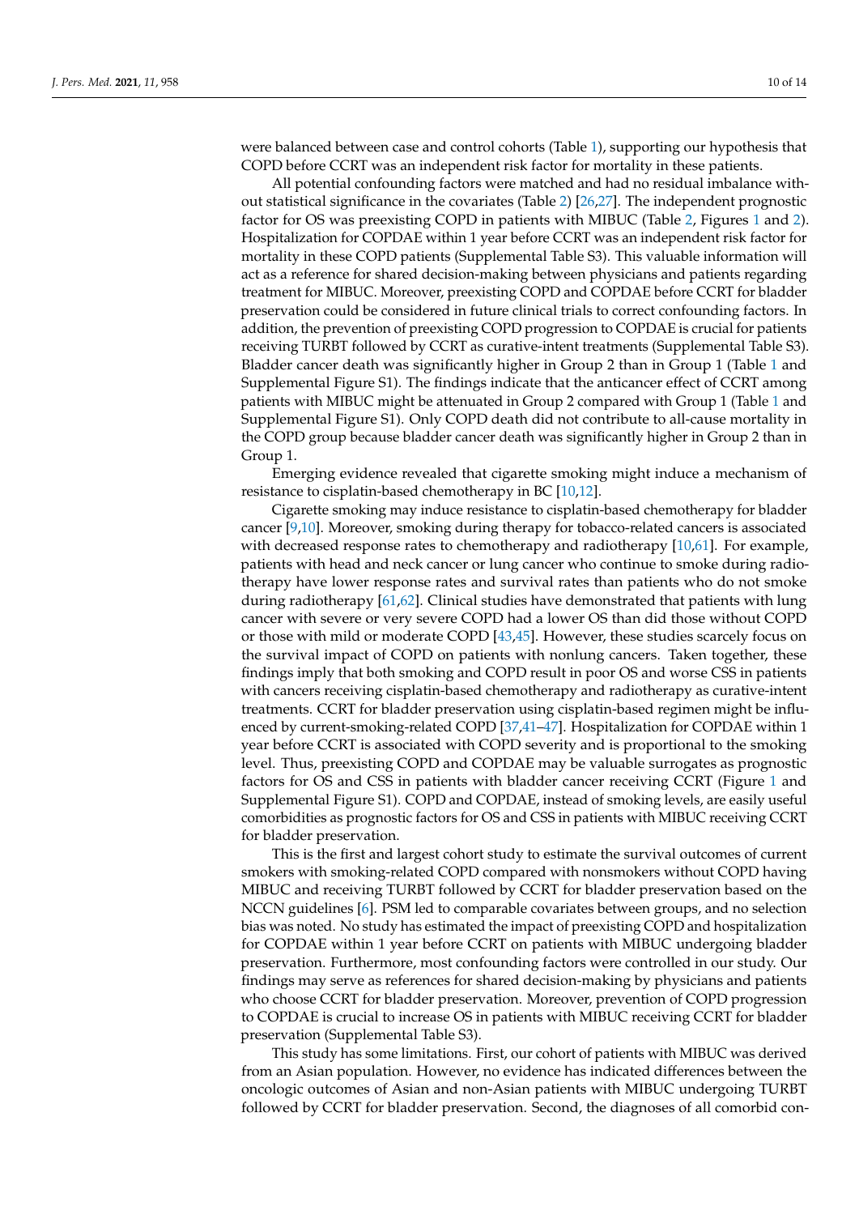were balanced between case and control cohorts (Table 1), supporting our hypothesis that COPD before CCRT was an independent risk factor for mortality in these patients.

All potential confounding factors were matched and had no residual imbalance without statistical significance in the covariates (Table 2) [26,27]. The independent prognostic factor for OS was preexisting COPD in patients with MIBUC (Table 2, Figures 1 and 2). Hospitalization for COPDAE within 1 year before CCRT was an independent risk factor for mortality in these COPD patients (Supplemental Table S3). This valuable information will act as a reference for shared decision-making between physicians and patients regarding treatment for MIBUC. Moreover, preexisting COPD and COPDAE before CCRT for bladder preservation could be considered in future clinical trials to correct confounding factors. In addition, the prevention of preexisting COPD progression to COPDAE is crucial for patients receiving TURBT followed by CCRT as curative-intent treatments (Supplemental Table S3). Bladder cancer death was significantly higher in Group 2 than in Group 1 (Table 1 and Supplemental Figure S1). The findings indicate that the anticancer effect of CCRT among patients with MIBUC might be attenuated in Group 2 compared with Group 1 (Table 1 and Supplemental Figure S1). Only COPD death did not contribute to all-cause mortality in the COPD group because bladder cancer death was significantly higher in Group 2 than in Group 1.

Emerging evidence revealed that cigarette smoking might induce a mechanism of resistance to cisplatin-based chemotherapy in BC [10,12].

Cigarette smoking may induce resistance to cisplatin-based chemotherapy for bladder cancer [9,10]. Moreover, smoking during therapy for tobacco-related cancers is associated with decreased response rates to chemotherapy and radiotherapy [10,61]. For example, patients with head and neck cancer or lung cancer who continue to smoke during radiotherapy have lower response rates and survival rates than patients who do not smoke during radiotherapy [61,62]. Clinical studies have demonstrated that patients with lung cancer with severe or very severe COPD had a lower OS than did those without COPD or those with mild or moderate COPD [43,45]. However, these studies scarcely focus on the survival impact of COPD on patients with nonlung cancers. Taken together, these findings imply that both smoking and COPD result in poor OS and worse CSS in patients with cancers receiving cisplatin-based chemotherapy and radiotherapy as curative-intent treatments. CCRT for bladder preservation using cisplatin-based regimen might be influenced by current-smoking-related COPD [37,41–47]. Hospitalization for COPDAE within 1 year before CCRT is associated with COPD severity and is proportional to the smoking level. Thus, preexisting COPD and COPDAE may be valuable surrogates as prognostic factors for OS and CSS in patients with bladder cancer receiving CCRT (Figure 1 and Supplemental Figure S1). COPD and COPDAE, instead of smoking levels, are easily useful comorbidities as prognostic factors for OS and CSS in patients with MIBUC receiving CCRT for bladder preservation.

This is the first and largest cohort study to estimate the survival outcomes of current smokers with smoking-related COPD compared with nonsmokers without COPD having MIBUC and receiving TURBT followed by CCRT for bladder preservation based on the NCCN guidelines [6]. PSM led to comparable covariates between groups, and no selection bias was noted. No study has estimated the impact of preexisting COPD and hospitalization for COPDAE within 1 year before CCRT on patients with MIBUC undergoing bladder preservation. Furthermore, most confounding factors were controlled in our study. Our findings may serve as references for shared decision-making by physicians and patients who choose CCRT for bladder preservation. Moreover, prevention of COPD progression to COPDAE is crucial to increase OS in patients with MIBUC receiving CCRT for bladder preservation (Supplemental Table S3).

This study has some limitations. First, our cohort of patients with MIBUC was derived from an Asian population. However, no evidence has indicated differences between the oncologic outcomes of Asian and non-Asian patients with MIBUC undergoing TURBT followed by CCRT for bladder preservation. Second, the diagnoses of all comorbid con-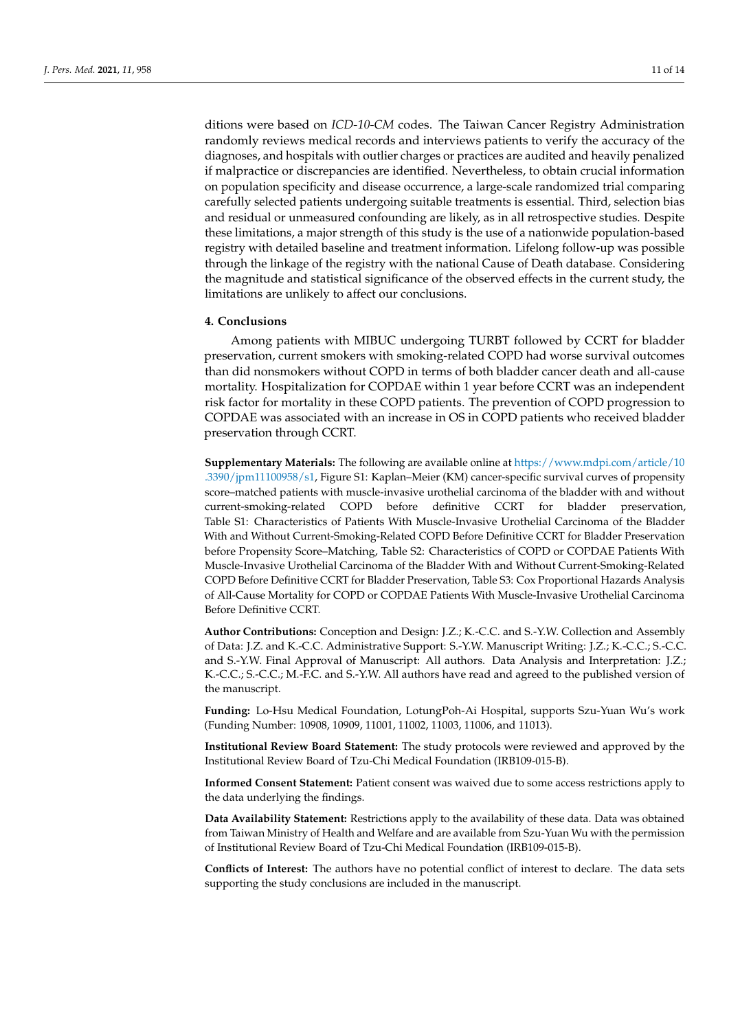ditions were based on *ICD-10-CM* codes. The Taiwan Cancer Registry Administration randomly reviews medical records and interviews patients to verify the accuracy of the diagnoses, and hospitals with outlier charges or practices are audited and heavily penalized if malpractice or discrepancies are identified. Nevertheless, to obtain crucial information on population specificity and disease occurrence, a large-scale randomized trial comparing carefully selected patients undergoing suitable treatments is essential. Third, selection bias and residual or unmeasured confounding are likely, as in all retrospective studies. Despite these limitations, a major strength of this study is the use of a nationwide population-based registry with detailed baseline and treatment information. Lifelong follow-up was possible through the linkage of the registry with the national Cause of Death database. Considering the magnitude and statistical significance of the observed effects in the current study, the limitations are unlikely to affect our conclusions.

## 4. Conclusions

Among patients with MIBUC undergoing TURBT followed by CCRT for bladder preservation, current smokers with smoking-related COPD had worse survival outcomes than did nonsmokers without COPD in terms of both bladder cancer death and all-cause mortality. Hospitalization for COPDAE within 1 year before CCRT was an independent risk factor for mortality in these COPD patients. The prevention of COPD progression to COPDAE was associated with an increase in OS in COPD patients who received bladder preservation through CCRT.

**Supplementary Materials:** The following are available online at https://www.mdpi.com/article/10.3390/jpm11100958/s1, Figure S1: Kaplan–Meier (KM) cancer-specific survival curves of propensity score–matched patients with muscle-invasive urothelial carcinoma of the bladder with and without current-smoking-related COPD before definitive CCRT for bladder preservation, Table S1: Characteristics of Patients With Muscle-Invasive Urothelial Carcinoma of the Bladder With and Without Current-Smoking-Related COPD Before Definitive CCRT for Bladder Preservation before Propensity Score–Matching, Table S2: Characteristics of COPD or COPDAE Patients With Muscle-Invasive Urothelial Carcinoma of the Bladder With and Without Current-Smoking-Related COPD Before Definitive CCRT for Bladder Preservation, Table S3: Cox Proportional Hazards Analysis of All-Cause Mortality for COPD or COPDAE Patients With Muscle-Invasive Urothelial Carcinoma Before Definitive CCRT.

**Author Contributions:** Conception and Design: J.Z.; K.-C.C. and S.-Y.W. Collection and Assembly of Data: J.Z. and K.-C.C. Administrative Support: S.-Y.W. Manuscript Writing: J.Z.; K.-C.C.; S.-C.C. and S.-Y.W. Final Approval of Manuscript: All authors. Data Analysis and Interpretation: J.Z.; K.-C.C.; S.-C.C.; M.-F.C. and S.-Y.W. All authors have read and agreed to the published version of the manuscript.

**Funding:** Lo-Hsu Medical Foundation, LotungPoh-Ai Hospital, supports Szu-Yuan Wu's work (Funding Number: 10908, 10909, 11001, 11002, 11003, 11006, and 11013).

**Institutional Review Board Statement:** The study protocols were reviewed and approved by the Institutional Review Board of Tzu-Chi Medical Foundation (IRB109-015-B).

**Informed Consent Statement:** Patient consent was waived due to some access restrictions apply to the data underlying the findings.

**Data Availability Statement:** Restrictions apply to the availability of these data. Data was obtained from Taiwan Ministry of Health and Welfare and are available from Szu-Yuan Wu with the permission of Institutional Review Board of Tzu-Chi Medical Foundation (IRB109-015-B).

**Conflicts of Interest:** The authors have no potential conflict of interest to declare. The data sets supporting the study conclusions are included in the manuscript.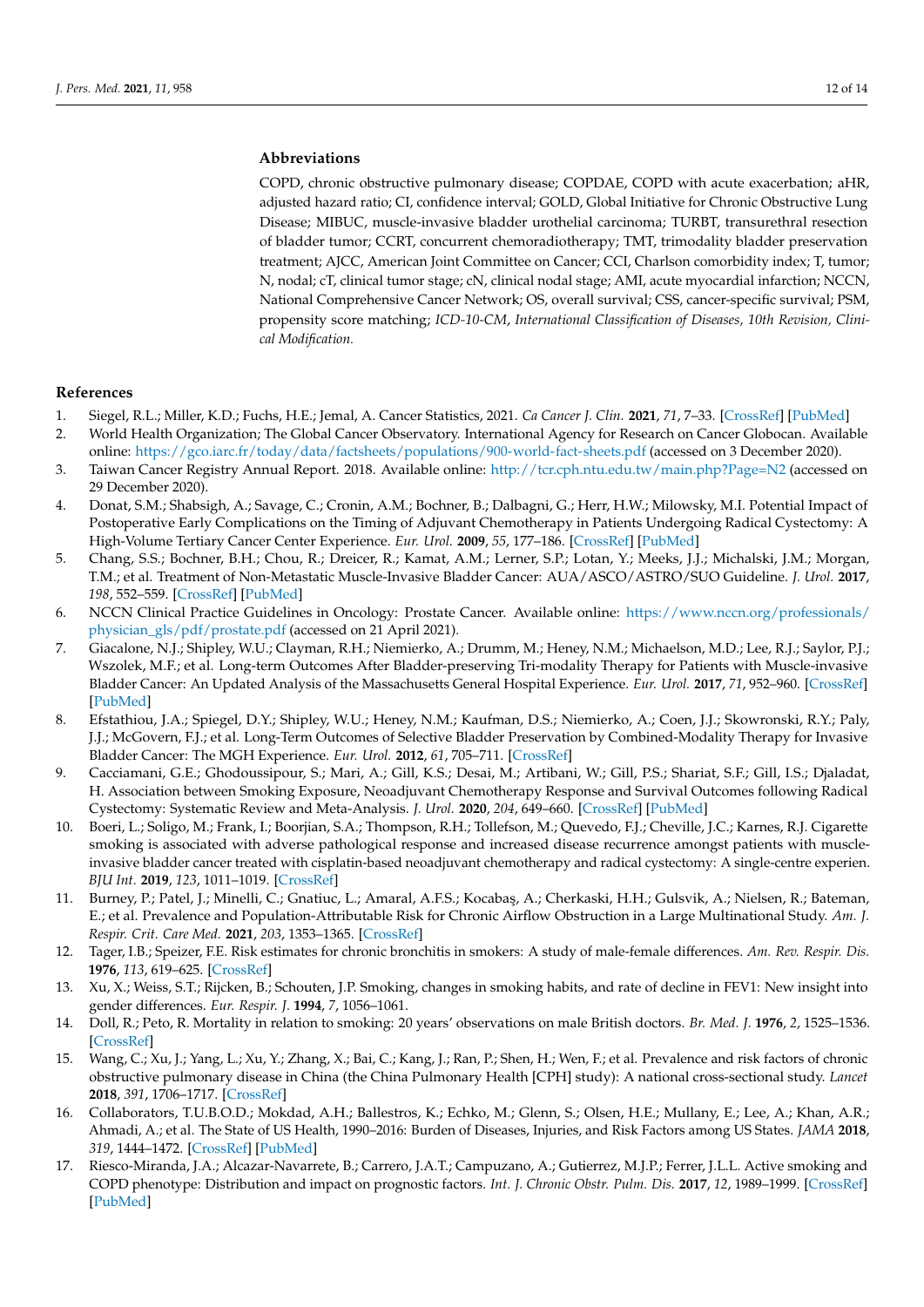## Abbreviations

COPD, chronic obstructive pulmonary disease; COPDAE, COPD with acute exacerbation; aHR, adjusted hazard ratio; CI, confidence interval; GOLD, Global Initiative for Chronic Obstructive Lung Disease; MIBUC, muscle-invasive bladder urothelial carcinoma; TURBT, transurethral resection of bladder tumor; CCRT, concurrent chemoradiotherapy; TMT, trimodality bladder preservation treatment; AJCC, American Joint Committee on Cancer; CCI, Charlson comorbidity index; T, tumor; N, nodal; cT, clinical tumor stage; cN, clinical nodal stage; AMI, acute myocardial infarction; NCCN, National Comprehensive Cancer Network; OS, overall survival; CSS, cancer-specific survival; PSM, propensity score matching; *ICD-10-CM*, *International Classification of Diseases, 10th Revision, Clinical Modification.*

## References

1. Siegel, R.L.; Miller, K.D.; Fuchs, H.E.; Jemal, A. Cancer Statistics, 2021. *Ca Cancer J. Clin.* **2021**, *71*, 7–33. [CrossRef] [PubMed]
2. World Health Organization; The Global Cancer Observatory. International Agency for Research on Cancer Globocan. Available online: https://gco.iarc.fr/today/data/factsheets/populations/900-world-fact-sheets.pdf (accessed on 3 December 2020).
3. Taiwan Cancer Registry Annual Report. 2018. Available online: http://tcr.cph.ntu.edu.tw/main.php?Page=N2 (accessed on 29 December 2020).
4. Donat, S.M.; Shabsigh, A.; Savage, C.; Cronin, A.M.; Bochner, B.; Dalbagni, G.; Herr, H.W.; Milowsky, M.I. Potential Impact of Postoperative Early Complications on the Timing of Adjuvant Chemotherapy in Patients Undergoing Radical Cystectomy: A High-Volume Tertiary Cancer Center Experience. *Eur. Urol.* **2009**, *55*, 177–186. [CrossRef] [PubMed]
5. Chang, S.S.; Bochner, B.H.; Chou, R.; Dreicer, R.; Kamat, A.M.; Lerner, S.P.; Lotan, Y.; Meeks, J.J.; Michalski, J.M.; Morgan, T.M.; et al. Treatment of Non-Metastatic Muscle-Invasive Bladder Cancer: AUA/ASCO/ASTRO/SUO Guideline. *J. Urol.* **2017**, *198*, 552–559. [CrossRef] [PubMed]
6. NCCN Clinical Practice Guidelines in Oncology: Prostate Cancer. Available online: https://www.nccn.org/professionals/physician_gls/pdf/prostate.pdf (accessed on 21 April 2021).
7. Giacalone, N.J.; Shipley, W.U.; Clayman, R.H.; Niemierko, A.; Drumm, M.; Heney, N.M.; Michaelson, M.D.; Lee, R.J.; Saylor, P.J.; Wszolek, M.F.; et al. Long-term Outcomes After Bladder-preserving Tri-modality Therapy for Patients with Muscle-invasive Bladder Cancer: An Updated Analysis of the Massachusetts General Hospital Experience. *Eur. Urol.* **2017**, *71*, 952–960. [CrossRef] [PubMed]
8. Efstathiou, J.A.; Spiegel, D.Y.; Shipley, W.U.; Heney, N.M.; Kaufman, D.S.; Niemierko, A.; Coen, J.J.; Skowronski, R.Y.; Paly, J.J.; McGovern, F.J.; et al. Long-Term Outcomes of Selective Bladder Preservation by Combined-Modality Therapy for Invasive Bladder Cancer: The MGH Experience. *Eur. Urol.* **2012**, *61*, 705–711. [CrossRef]
9. Cacciamani, G.E.; Ghodoussipour, S.; Mari, A.; Gill, K.S.; Desai, M.; Artibani, W.; Gill, P.S.; Shariat, S.F.; Gill, I.S.; Djaladat, H. Association between Smoking Exposure, Neoadjuvant Chemotherapy Response and Survival Outcomes following Radical Cystectomy: Systematic Review and Meta-Analysis. *J. Urol.* **2020**, *204*, 649–660. [CrossRef] [PubMed]
10. Boeri, L.; Soligo, M.; Frank, I.; Boorjian, S.A.; Thompson, R.H.; Tollefson, M.; Quevedo, F.J.; Cheville, J.C.; Karnes, R.J. Cigarette smoking is associated with adverse pathological response and increased disease recurrence amongst patients with muscle-invasive bladder cancer treated with cisplatin-based neoadjuvant chemotherapy and radical cystectomy: A single-centre experien. *BJU Int.* **2019**, *123*, 1011–1019. [CrossRef]
11. Burney, P.; Patel, J.; Minelli, C.; Gnatiuc, L.; Amaral, A.F.S.; Kocabaş, A.; Cherkaski, H.H.; Gulsvik, A.; Nielsen, R.; Bateman, E.; et al. Prevalence and Population-Attributable Risk for Chronic Airflow Obstruction in a Large Multinational Study. *Am. J. Respir. Crit. Care Med.* **2021**, *203*, 1353–1365. [CrossRef]
12. Tager, I.B.; Speizer, F.E. Risk estimates for chronic bronchitis in smokers: A study of male-female differences. *Am. Rev. Respir. Dis.* **1976**, *113*, 619–625. [CrossRef]
13. Xu, X.; Weiss, S.T.; Rijcken, B.; Schouten, J.P. Smoking, changes in smoking habits, and rate of decline in FEV1: New insight into gender differences. *Eur. Respir. J.* **1994**, *7*, 1056–1061.
14. Doll, R.; Peto, R. Mortality in relation to smoking: 20 years' observations on male British doctors. *Br. Med. J.* **1976**, *2*, 1525–1536. [CrossRef]
15. Wang, C.; Xu, J.; Yang, L.; Xu, Y.; Zhang, X.; Bai, C.; Kang, J.; Ran, P.; Shen, H.; Wen, F.; et al. Prevalence and risk factors of chronic obstructive pulmonary disease in China (the China Pulmonary Health [CPH] study): A national cross-sectional study. *Lancet* **2018**, *391*, 1706–1717. [CrossRef]
16. Collaborators, T.U.B.O.D.; Mokdad, A.H.; Ballestros, K.; Echko, M.; Glenn, S.; Olsen, H.E.; Mullany, E.; Lee, A.; Khan, A.R.; Ahmadi, A.; et al. The State of US Health, 1990–2016: Burden of Diseases, Injuries, and Risk Factors among US States. *JAMA* **2018**, *319*, 1444–1472. [CrossRef] [PubMed]
17. Riesco-Miranda, J.A.; Alcazar-Navarrete, B.; Carrero, J.A.T.; Campuzano, A.; Gutierrez, M.J.P.; Ferrer, J.L.L. Active smoking and COPD phenotype: Distribution and impact on prognostic factors. *Int. J. Chronic Obstr. Pulm. Dis.* **2017**, *12*, 1989–1999. [CrossRef] [PubMed]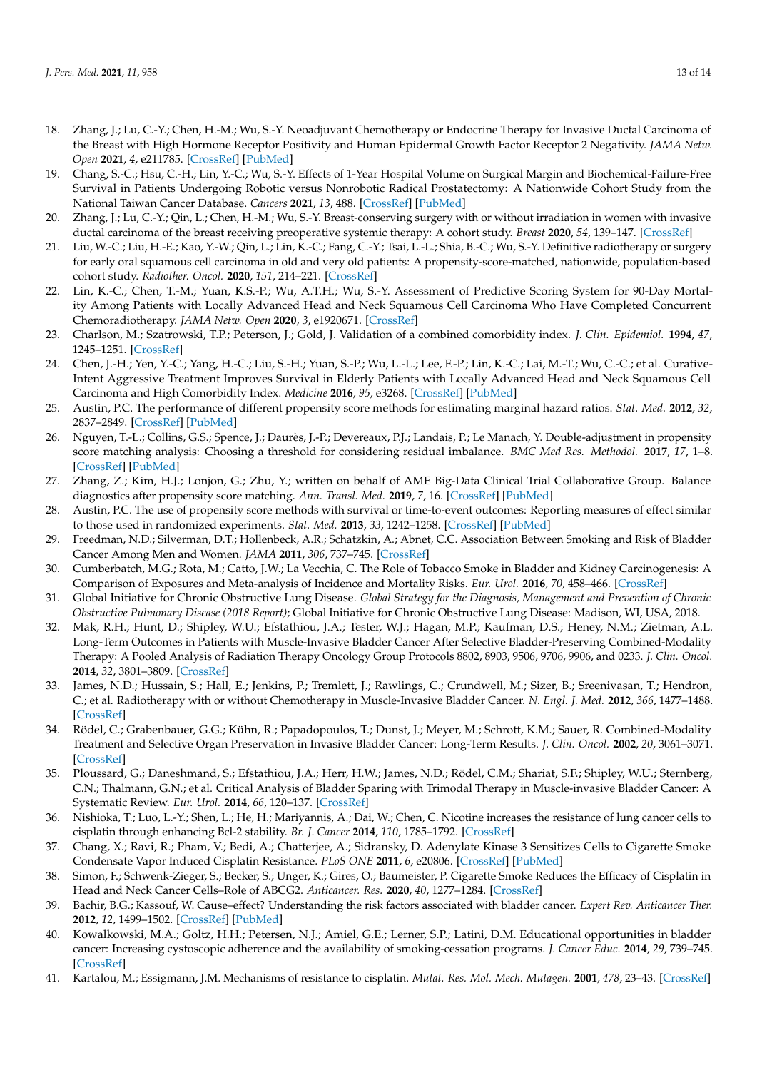18. Zhang, J.; Lu, C.-Y.; Chen, H.-M.; Wu, S.-Y. Neoadjuvant Chemotherapy or Endocrine Therapy for Invasive Ductal Carcinoma of the Breast with High Hormone Receptor Positivity and Human Epidermal Growth Factor Receptor 2 Negativity. *JAMA Netw. Open* **2021**, *4*, e211785. [CrossRef] [PubMed]
19. Chang, S.-C.; Hsu, C.-H.; Lin, Y.-C.; Wu, S.-Y. Effects of 1-Year Hospital Volume on Surgical Margin and Biochemical-Failure-Free Survival in Patients Undergoing Robotic versus Nonrobotic Radical Prostatectomy: A Nationwide Cohort Study from the National Taiwan Cancer Database. *Cancers* **2021**, *13*, 488. [CrossRef] [PubMed]
20. Zhang, J.; Lu, C.-Y.; Qin, L.; Chen, H.-M.; Wu, S.-Y. Breast-conserving surgery with or without irradiation in women with invasive ductal carcinoma of the breast receiving preoperative systemic therapy: A cohort study. *Breast* **2020**, *54*, 139–147. [CrossRef]
21. Liu, W.-C.; Liu, H.-E.; Kao, Y.-W.; Qin, L.; Lin, K.-C.; Fang, C.-Y.; Tsai, L.-L.; Shia, B.-C.; Wu, S.-Y. Definitive radiotherapy or surgery for early oral squamous cell carcinoma in old and very old patients: A propensity-score-matched, nationwide, population-based cohort study. *Radiother. Oncol.* **2020**, *151*, 214–221. [CrossRef]
22. Lin, K.-C.; Chen, T.-M.; Yuan, K.S.-P.; Wu, A.T.H.; Wu, S.-Y. Assessment of Predictive Scoring System for 90-Day Mortality Among Patients with Locally Advanced Head and Neck Squamous Cell Carcinoma Who Have Completed Concurrent Chemoradiotherapy. *JAMA Netw. Open* **2020**, *3*, e1920671. [CrossRef]
23. Charlson, M.; Szatrowski, T.P.; Peterson, J.; Gold, J. Validation of a combined comorbidity index. *J. Clin. Epidemiol.* **1994**, *47*, 1245–1251. [CrossRef]
24. Chen, J.-H.; Yen, Y.-C.; Yang, H.-C.; Liu, S.-H.; Yuan, S.-P.; Wu, L.-L.; Lee, F.-P.; Lin, K.-C.; Lai, M.-T.; Wu, C.-C.; et al. Curative-Intent Aggressive Treatment Improves Survival in Elderly Patients with Locally Advanced Head and Neck Squamous Cell Carcinoma and High Comorbidity Index. *Medicine* **2016**, *95*, e3268. [CrossRef] [PubMed]
25. Austin, P.C. The performance of different propensity score methods for estimating marginal hazard ratios. *Stat. Med.* **2012**, *32*, 2837–2849. [CrossRef] [PubMed]
26. Nguyen, T.-L.; Collins, G.S.; Spence, J.; Daurès, J.-P.; Devereaux, P.J.; Landais, P.; Le Manach, Y. Double-adjustment in propensity score matching analysis: Choosing a threshold for considering residual imbalance. *BMC Med Res. Methodol.* **2017**, *17*, 1–8. [CrossRef] [PubMed]
27. Zhang, Z.; Kim, H.J.; Lonjon, G.; Zhu, Y.; written on behalf of AME Big-Data Clinical Trial Collaborative Group. Balance diagnostics after propensity score matching. *Ann. Transl. Med.* **2019**, *7*, 16. [CrossRef] [PubMed]
28. Austin, P.C. The use of propensity score methods with survival or time-to-event outcomes: Reporting measures of effect similar to those used in randomized experiments. *Stat. Med.* **2013**, *33*, 1242–1258. [CrossRef] [PubMed]
29. Freedman, N.D.; Silverman, D.T.; Hollenbeck, A.R.; Schatzkin, A.; Abnet, C.C. Association Between Smoking and Risk of Bladder Cancer Among Men and Women. *JAMA* **2011**, *306*, 737–745. [CrossRef]
30. Cumberbatch, M.G.; Rota, M.; Catto, J.W.; La Vecchia, C. The Role of Tobacco Smoke in Bladder and Kidney Carcinogenesis: A Comparison of Exposures and Meta-analysis of Incidence and Mortality Risks. *Eur. Urol.* **2016**, *70*, 458–466. [CrossRef]
31. Global Initiative for Chronic Obstructive Lung Disease. *Global Strategy for the Diagnosis, Management and Prevention of Chronic Obstructive Pulmonary Disease (2018 Report)*; Global Initiative for Chronic Obstructive Lung Disease: Madison, WI, USA, 2018.
32. Mak, R.H.; Hunt, D.; Shipley, W.U.; Efstathiou, J.A.; Tester, W.J.; Hagan, M.P.; Kaufman, D.S.; Heney, N.M.; Zietman, A.L. Long-Term Outcomes in Patients with Muscle-Invasive Bladder Cancer After Selective Bladder-Preserving Combined-Modality Therapy: A Pooled Analysis of Radiation Therapy Oncology Group Protocols 8802, 8903, 9506, 9706, 9906, and 0233. *J. Clin. Oncol.* **2014**, *32*, 3801–3809. [CrossRef]
33. James, N.D.; Hussain, S.; Hall, E.; Jenkins, P.; Tremlett, J.; Rawlings, C.; Crundwell, M.; Sizer, B.; Sreenivasan, T.; Hendron, C.; et al. Radiotherapy with or without Chemotherapy in Muscle-Invasive Bladder Cancer. *N. Engl. J. Med.* **2012**, *366*, 1477–1488. [CrossRef]
34. Rödel, C.; Grabenbauer, G.G.; Kühn, R.; Papadopoulos, T.; Dunst, J.; Meyer, M.; Schrott, K.M.; Sauer, R. Combined-Modality Treatment and Selective Organ Preservation in Invasive Bladder Cancer: Long-Term Results. *J. Clin. Oncol.* **2002**, *20*, 3061–3071. [CrossRef]
35. Ploussard, G.; Daneshmand, S.; Efstathiou, J.A.; Herr, H.W.; James, N.D.; Rödel, C.M.; Shariat, S.F.; Shipley, W.U.; Sternberg, C.N.; Thalmann, G.N.; et al. Critical Analysis of Bladder Sparing with Trimodal Therapy in Muscle-invasive Bladder Cancer: A Systematic Review. *Eur. Urol.* **2014**, *66*, 120–137. [CrossRef]
36. Nishioka, T.; Luo, L.-Y.; Shen, L.; He, H.; Mariyannis, A.; Dai, W.; Chen, C. Nicotine increases the resistance of lung cancer cells to cisplatin through enhancing Bcl-2 stability. *Br. J. Cancer* **2014**, *110*, 1785–1792. [CrossRef]
37. Chang, X.; Ravi, R.; Pham, V.; Bedi, A.; Chatterjee, A.; Sidransky, D. Adenylate Kinase 3 Sensitizes Cells to Cigarette Smoke Condensate Vapor Induced Cisplatin Resistance. *PLoS ONE* **2011**, *6*, e20806. [CrossRef] [PubMed]
38. Simon, F.; Schwenk-Zieger, S.; Becker, S.; Unger, K.; Gires, O.; Baumeister, P. Cigarette Smoke Reduces the Efficacy of Cisplatin in Head and Neck Cancer Cells–Role of ABCG2. *Anticancer. Res.* **2020**, *40*, 1277–1284. [CrossRef]
39. Bachir, B.G.; Kassouf, W. Cause–effect? Understanding the risk factors associated with bladder cancer. *Expert Rev. Anticancer Ther.* **2012**, *12*, 1499–1502. [CrossRef] [PubMed]
40. Kowalkowski, M.A.; Goltz, H.H.; Petersen, N.J.; Amiel, G.E.; Lerner, S.P.; Latini, D.M. Educational opportunities in bladder cancer: Increasing cystoscopic adherence and the availability of smoking-cessation programs. *J. Cancer Educ.* **2014**, *29*, 739–745. [CrossRef]
41. Kartalou, M.; Essigmann, J.M. Mechanisms of resistance to cisplatin. *Mutat. Res. Mol. Mech. Mutagen.* **2001**, *478*, 23–43. [CrossRef]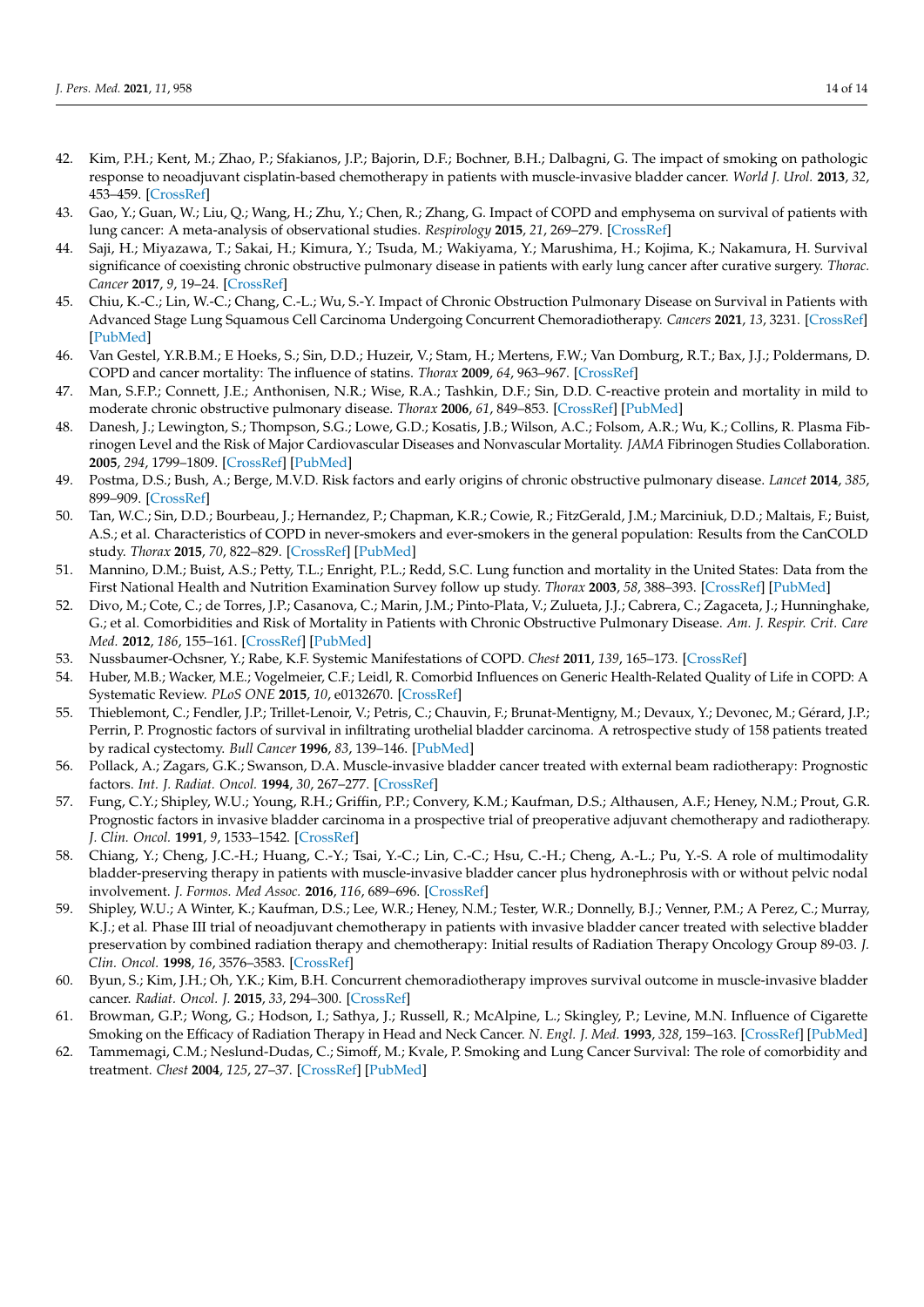42. Kim, P.H.; Kent, M.; Zhao, P.; Sfakianos, J.P.; Bajorin, D.F.; Bochner, B.H.; Dalbagni, G. The impact of smoking on pathologic response to neoadjuvant cisplatin-based chemotherapy in patients with muscle-invasive bladder cancer. *World J. Urol.* **2013**, *32*, 453–459. [CrossRef]
43. Gao, Y.; Guan, W.; Liu, Q.; Wang, H.; Zhu, Y.; Chen, R.; Zhang, G. Impact of COPD and emphysema on survival of patients with lung cancer: A meta-analysis of observational studies. *Respirology* **2015**, *21*, 269–279. [CrossRef]
44. Saji, H.; Miyazawa, T.; Sakai, H.; Kimura, Y.; Tsuda, M.; Wakiyama, Y.; Marushima, H.; Kojima, K.; Nakamura, H. Survival significance of coexisting chronic obstructive pulmonary disease in patients with early lung cancer after curative surgery. *Thorac. Cancer* **2017**, *9*, 19–24. [CrossRef]
45. Chiu, K.-C.; Lin, W.-C.; Chang, C.-L.; Wu, S.-Y. Impact of Chronic Obstruction Pulmonary Disease on Survival in Patients with Advanced Stage Lung Squamous Cell Carcinoma Undergoing Concurrent Chemoradiotherapy. *Cancers* **2021**, *13*, 3231. [CrossRef] [PubMed]
46. Van Gestel, Y.R.B.M.; E Hoeks, S.; Sin, D.D.; Huzeir, V.; Stam, H.; Mertens, F.W.; Van Domburg, R.T.; Bax, J.J.; Poldermans, D. COPD and cancer mortality: The influence of statins. *Thorax* **2009**, *64*, 963–967. [CrossRef]
47. Man, S.F.P.; Connett, J.E.; Anthonisen, N.R.; Wise, R.A.; Tashkin, D.F.; Sin, D.D. C-reactive protein and mortality in mild to moderate chronic obstructive pulmonary disease. *Thorax* **2006**, *61*, 849–853. [CrossRef] [PubMed]
48. Danesh, J.; Lewington, S.; Thompson, S.G.; Lowe, G.D.; Kosatis, J.B.; Wilson, A.C.; Folsom, A.R.; Wu, K.; Collins, R. Plasma Fibrinogen Level and the Risk of Major Cardiovascular Diseases and Nonvascular Mortality. *JAMA* Fibrinogen Studies Collaboration. **2005**, *294*, 1799–1809. [CrossRef] [PubMed]
49. Postma, D.S.; Bush, A.; Berge, M.V.D. Risk factors and early origins of chronic obstructive pulmonary disease. *Lancet* **2014**, *385*, 899–909. [CrossRef]
50. Tan, W.C.; Sin, D.D.; Bourbeau, J.; Hernandez, P.; Chapman, K.R.; Cowie, R.; FitzGerald, J.M.; Marciniuk, D.D.; Maltais, F.; Buist, A.S.; et al. Characteristics of COPD in never-smokers and ever-smokers in the general population: Results from the CanCOLD study. *Thorax* **2015**, *70*, 822–829. [CrossRef] [PubMed]
51. Mannino, D.M.; Buist, A.S.; Petty, T.L.; Enright, P.L.; Redd, S.C. Lung function and mortality in the United States: Data from the First National Health and Nutrition Examination Survey follow up study. *Thorax* **2003**, *58*, 388–393. [CrossRef] [PubMed]
52. Divo, M.; Cote, C.; de Torres, J.P.; Casanova, C.; Marin, J.M.; Pinto-Plata, V.; Zulueta, J.J.; Cabrera, C.; Zagaceta, J.; Hunninghake, G.; et al. Comorbidities and Risk of Mortality in Patients with Chronic Obstructive Pulmonary Disease. *Am. J. Respir. Crit. Care Med.* **2012**, *186*, 155–161. [CrossRef] [PubMed]
53. Nussbaumer-Ochsner, Y.; Rabe, K.F. Systemic Manifestations of COPD. *Chest* **2011**, *139*, 165–173. [CrossRef]
54. Huber, M.B.; Wacker, M.E.; Vogelmeier, C.F.; Leidl, R. Comorbid Influences on Generic Health-Related Quality of Life in COPD: A Systematic Review. *PLoS ONE* **2015**, *10*, e0132670. [CrossRef]
55. Thieblemont, C.; Fendler, J.P.; Trillet-Lenoir, V.; Petris, C.; Chauvin, F.; Brunat-Mentigny, M.; Devaux, Y.; Devonec, M.; Gérard, J.P.; Perrin, P. Prognostic factors of survival in infiltrating urothelial bladder carcinoma. A retrospective study of 158 patients treated by radical cystectomy. *Bull Cancer* **1996**, *83*, 139–146. [PubMed]
56. Pollack, A.; Zagars, G.K.; Swanson, D.A. Muscle-invasive bladder cancer treated with external beam radiotherapy: Prognostic factors. *Int. J. Radiat. Oncol.* **1994**, *30*, 267–277. [CrossRef]
57. Fung, C.Y.; Shipley, W.U.; Young, R.H.; Griffin, P.P.; Convery, K.M.; Kaufman, D.S.; Althausen, A.F.; Heney, N.M.; Prout, G.R. Prognostic factors in invasive bladder carcinoma in a prospective trial of preoperative adjuvant chemotherapy and radiotherapy. *J. Clin. Oncol.* **1991**, *9*, 1533–1542. [CrossRef]
58. Chiang, Y.; Cheng, J.C.-H.; Huang, C.-Y.; Tsai, Y.-C.; Lin, C.-C.; Hsu, C.-H.; Cheng, A.-L.; Pu, Y.-S. A role of multimodality bladder-preserving therapy in patients with muscle-invasive bladder cancer plus hydronephrosis with or without pelvic nodal involvement. *J. Formos. Med Assoc.* **2016**, *116*, 689–696. [CrossRef]
59. Shipley, W.U.; A Winter, K.; Kaufman, D.S.; Lee, W.R.; Heney, N.M.; Tester, W.R.; Donnelly, B.J.; Venner, P.M.; A Perez, C.; Murray, K.J.; et al. Phase III trial of neoadjuvant chemotherapy in patients with invasive bladder cancer treated with selective bladder preservation by combined radiation therapy and chemotherapy: Initial results of Radiation Therapy Oncology Group 89-03. *J. Clin. Oncol.* **1998**, *16*, 3576–3583. [CrossRef]
60. Byun, S.; Kim, J.H.; Oh, Y.K.; Kim, B.H. Concurrent chemoradiotherapy improves survival outcome in muscle-invasive bladder cancer. *Radiat. Oncol. J.* **2015**, *33*, 294–300. [CrossRef]
61. Browman, G.P.; Wong, G.; Hodson, I.; Sathya, J.; Russell, R.; McAlpine, L.; Skingley, P.; Levine, M.N. Influence of Cigarette Smoking on the Efficacy of Radiation Therapy in Head and Neck Cancer. *N. Engl. J. Med.* **1993**, *328*, 159–163. [CrossRef] [PubMed]
62. Tammemagi, C.M.; Neslund-Dudas, C.; Simoff, M.; Kvale, P. Smoking and Lung Cancer Survival: The role of comorbidity and treatment. *Chest* **2004**, *125*, 27–37. [CrossRef] [PubMed]